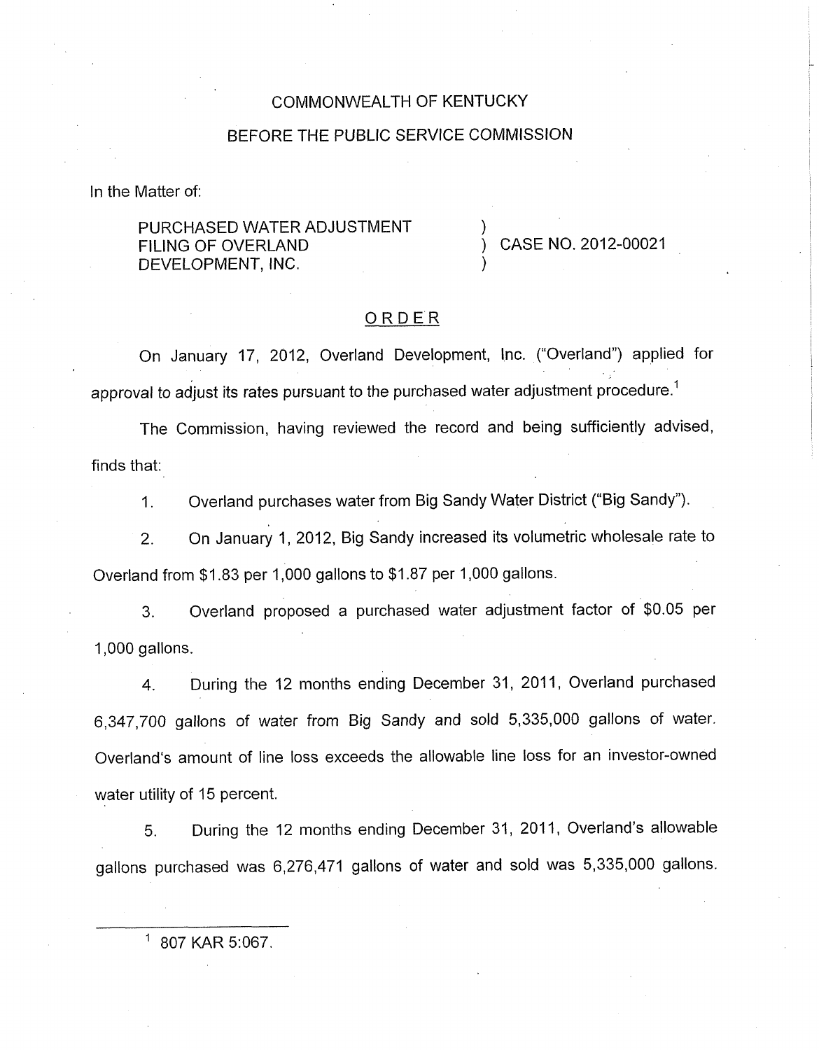COMMONWEALTH OF KENTUCKY

BEFORE THE PUBLIC SERVICE COMMISSION

In the Matter of:

| | | |
|---|---|---|
| PURCHASED WATER ADJUSTMENT FILING OF OVERLAND DEVELOPMENT, INC. | ) ) ) | CASE NO. 2012-00021 |

## ORDER

On January 17, 2012, Overland Development, Inc. ("Overland") applied for approval to adjust its rates pursuant to the purchased water adjustment procedure.[1]

The Commission, having reviewed the record and being sufficiently advised, finds that:

1. Overland purchases water from Big Sandy Water District ("Big Sandy").

2. On January 1, 2012, Big Sandy increased its volumetric wholesale rate to Overland from $1.83 per 1,000 gallons to $1.87 per 1,000 gallons.

3. Overland proposed a purchased water adjustment factor of $0.05 per 1,000 gallons.

4. During the 12 months ending December 31, 2011, Overland purchased 6,347,700 gallons of water from Big Sandy and sold 5,335,000 gallons of water. Overland's amount of line loss exceeds the allowable line loss for an investor-owned water utility of 15 percent.

5. During the 12 months ending December 31, 2011, Overland's allowable gallons purchased was 6,276,471 gallons of water and sold was 5,335,000 gallons.

---

[1] 807 KAR 5:067.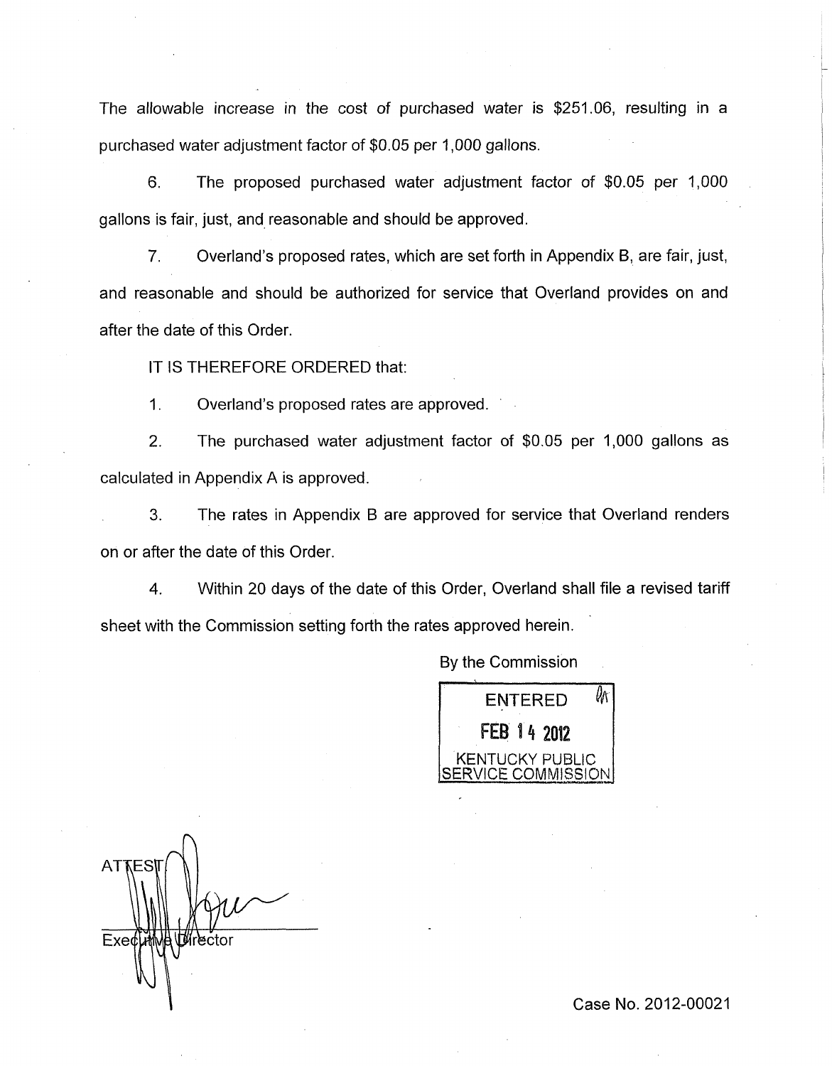The allowable increase in the cost of purchased water is $251.06, resulting in a purchased water adjustment factor of $0.05 per 1,000 gallons.

6. The proposed purchased water adjustment factor of $0.05 per 1,000 gallons is fair, just, and reasonable and should be approved.

7. Overland's proposed rates, which are set forth in Appendix B, are fair, just, and reasonable and should be authorized for service that Overland provides on and after the date of this Order.

IT IS THEREFORE ORDERED that:

1. Overland's proposed rates are approved.

2. The purchased water adjustment factor of $0.05 per 1,000 gallons as calculated in Appendix A is approved.

3. The rates in Appendix B are approved for service that Overland renders on or after the date of this Order.

4. Within 20 days of the date of this Order, Overland shall file a revised tariff sheet with the Commission setting forth the rates approved herein.

By the Commission

ENTERED
FEB 14 2012
KENTUCKY PUBLIC SERVICE COMMISSION

ATTEST:

Executive Director

Case No. 2012-00021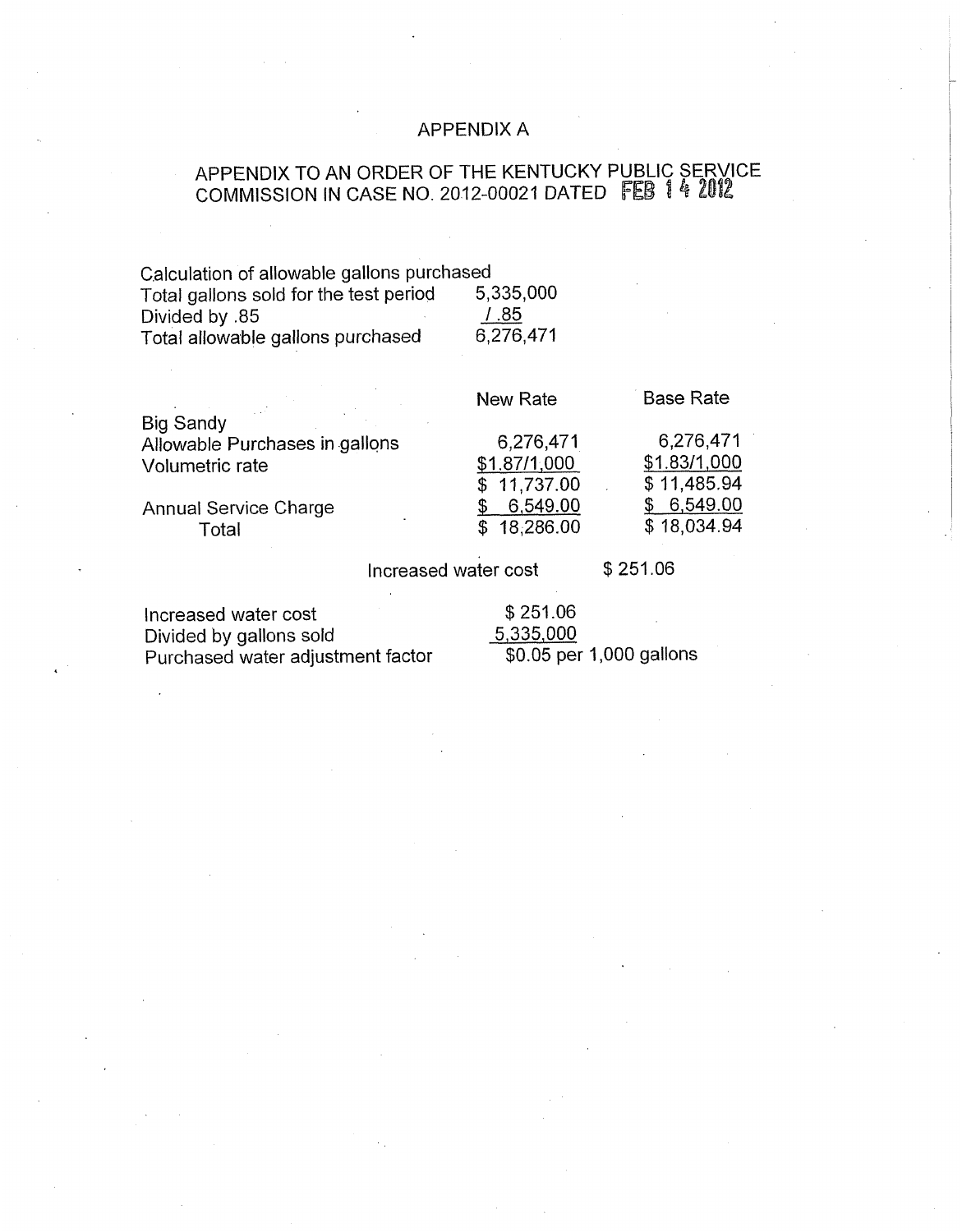# APPENDIX A

## APPENDIX TO AN ORDER OF THE KENTUCKY PUBLIC SERVICE COMMISSION IN CASE NO. 2012-00021 DATED FEB 14 2012

| Calculation of allowable gallons purchased | |
|---|---|
| Total gallons sold for the test period | 5,335,000 |
| Divided by .85 | / .85 |
| Total allowable gallons purchased | 6,276,471 |

| | New Rate | Base Rate |
|---|---|---|
| Big Sandy | | |
| Allowable Purchases in gallons | 6,276,471 | 6,276,471 |
| Volumetric rate | $1.87/1,000 | $1.83/1,000 |
| | $ 11,737.00 | $ 11,485.94 |
| Annual Service Charge | $ 6,549.00 | $ 6,549.00 |
| Total | $ 18,286.00 | $ 18,034.94 |
| | Increased water cost | $ 251.06 |

| | |
|---|---|
| Increased water cost | $ 251.06 |
| Divided by gallons sold | 5,335,000 |
| Purchased water adjustment factor | $0.05 per 1,000 gallons |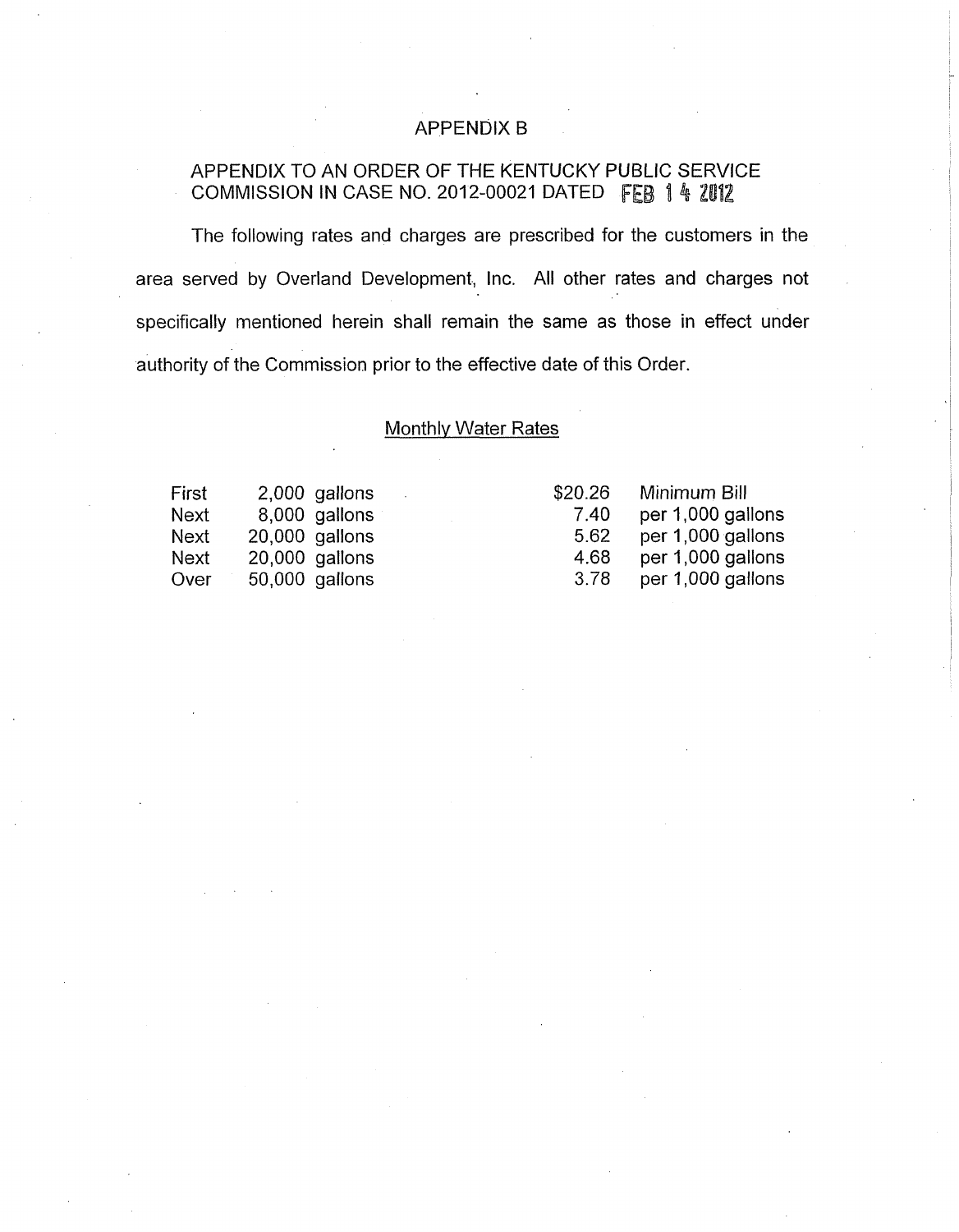# APPENDIX B

## APPENDIX TO AN ORDER OF THE KENTUCKY PUBLIC SERVICE COMMISSION IN CASE NO. 2012-00021 DATED FEB 14 2012

The following rates and charges are prescribed for the customers in the area served by Overland Development, Inc. All other rates and charges not specifically mentioned herein shall remain the same as those in effect under authority of the Commission prior to the effective date of this Order.

### Monthly Water Rates

| | | | |
|---|---|---|---|
| First | 2,000 gallons | $20.26 | Minimum Bill |
| Next | 8,000 gallons | 7.40 | per 1,000 gallons |
| Next | 20,000 gallons | 5.62 | per 1,000 gallons |
| Next | 20,000 gallons | 4.68 | per 1,000 gallons |
| Over | 50,000 gallons | 3.78 | per 1,000 gallons |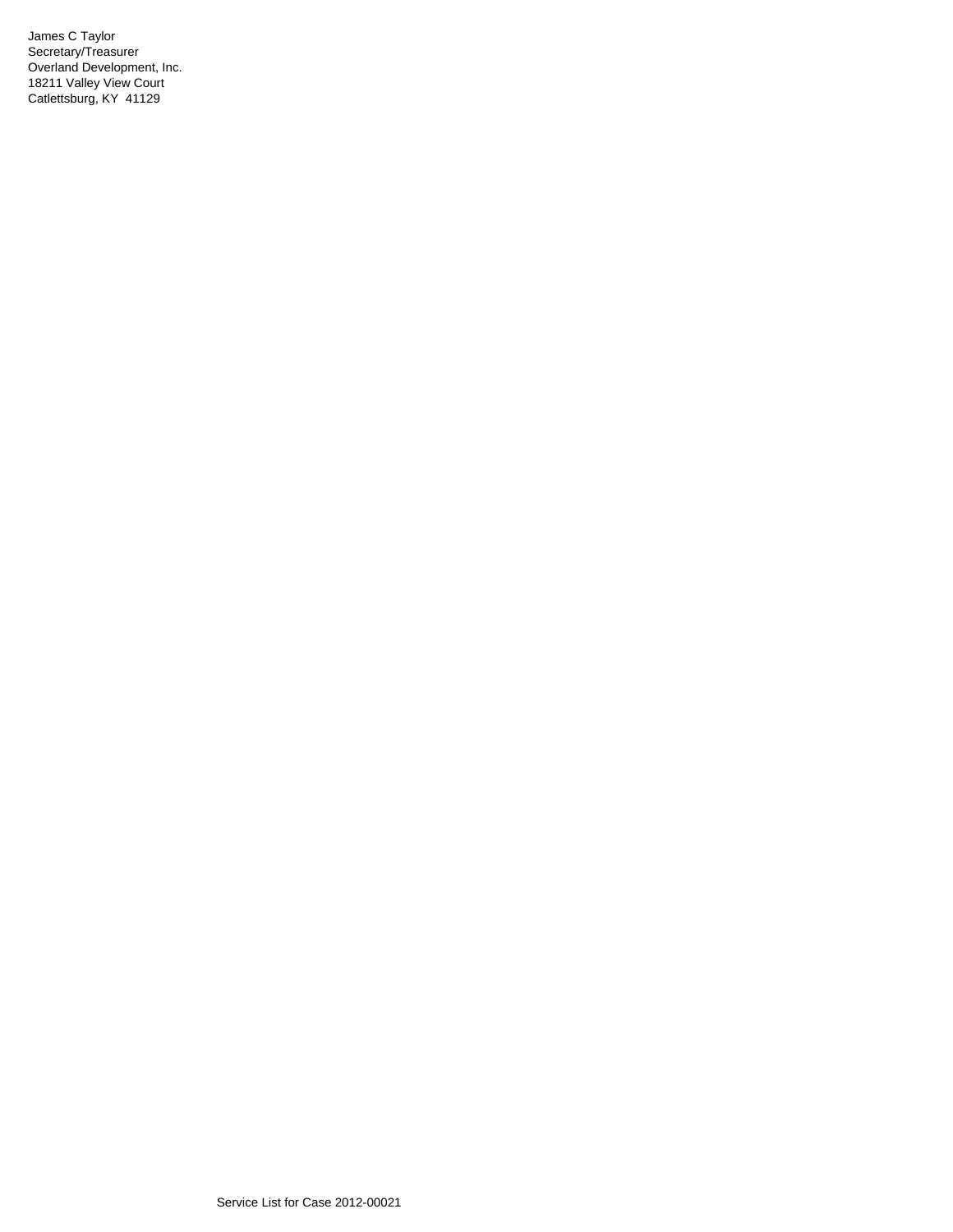James C Taylor
Secretary/Treasurer
Overland Development, Inc.
18211 Valley View Court
Catlettsburg, KY 41129